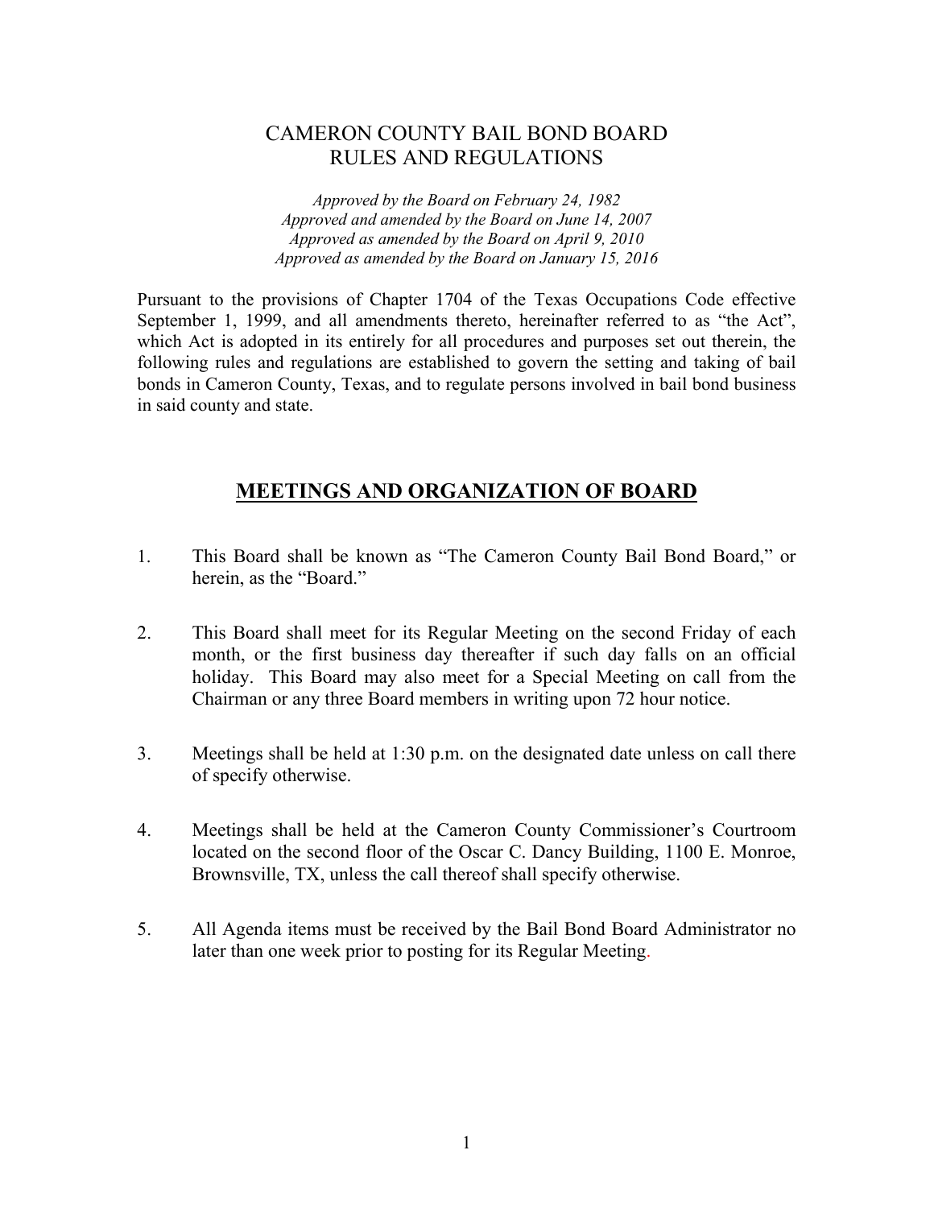# CAMERON COUNTY BAIL BOND BOARD
# RULES AND REGULATIONS

*Approved by the Board on February 24, 1982*
*Approved and amended by the Board on June 14, 2007*
*Approved as amended by the Board on April 9, 2010*
*Approved as amended by the Board on January 15, 2016*

Pursuant to the provisions of Chapter 1704 of the Texas Occupations Code effective September 1, 1999, and all amendments thereto, hereinafter referred to as "the Act", which Act is adopted in its entirely for all procedures and purposes set out therein, the following rules and regulations are established to govern the setting and taking of bail bonds in Cameron County, Texas, and to regulate persons involved in bail bond business in said county and state.

## MEETINGS AND ORGANIZATION OF BOARD

1. This Board shall be known as "The Cameron County Bail Bond Board," or herein, as the "Board."

2. This Board shall meet for its Regular Meeting on the second Friday of each month, or the first business day thereafter if such day falls on an official holiday. This Board may also meet for a Special Meeting on call from the Chairman or any three Board members in writing upon 72 hour notice.

3. Meetings shall be held at 1:30 p.m. on the designated date unless on call there of specify otherwise.

4. Meetings shall be held at the Cameron County Commissioner's Courtroom located on the second floor of the Oscar C. Dancy Building, 1100 E. Monroe, Brownsville, TX, unless the call thereof shall specify otherwise.

5. All Agenda items must be received by the Bail Bond Board Administrator no later than one week prior to posting for its Regular Meeting.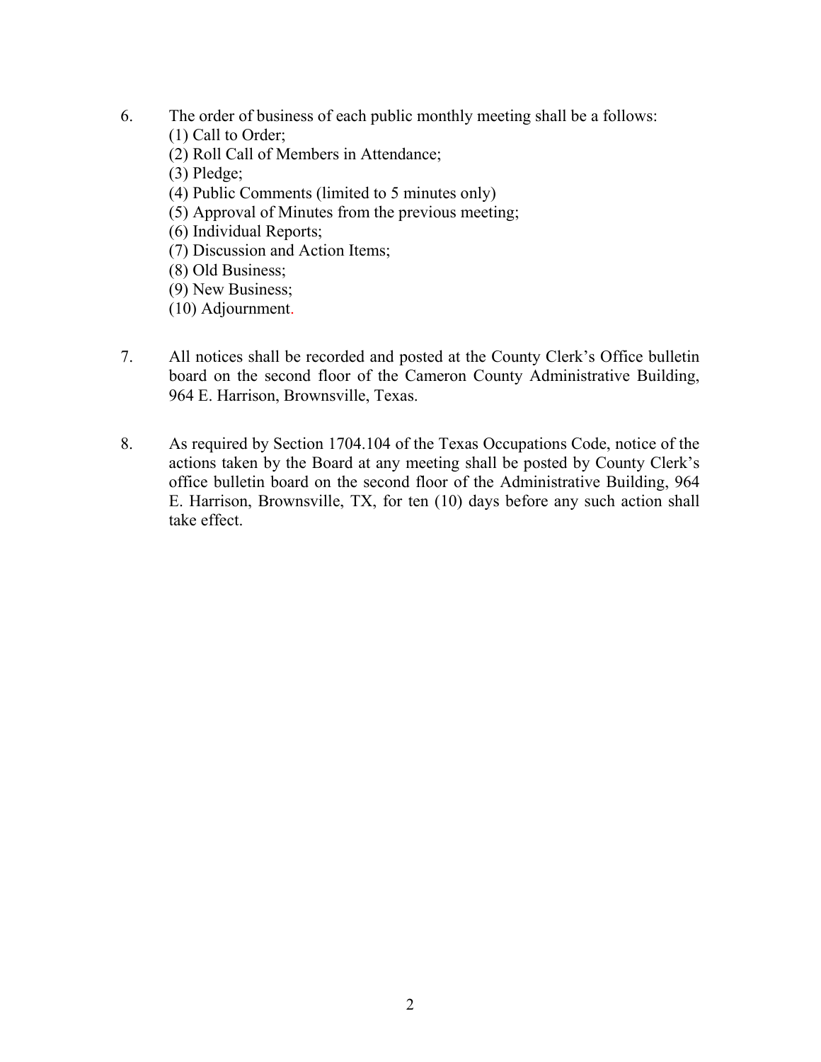6. The order of business of each public monthly meeting shall be a follows:
   (1) Call to Order;
   (2) Roll Call of Members in Attendance;
   (3) Pledge;
   (4) Public Comments (limited to 5 minutes only)
   (5) Approval of Minutes from the previous meeting;
   (6) Individual Reports;
   (7) Discussion and Action Items;
   (8) Old Business;
   (9) New Business;
   (10) Adjournment.

7. All notices shall be recorded and posted at the County Clerk's Office bulletin board on the second floor of the Cameron County Administrative Building, 964 E. Harrison, Brownsville, Texas.

8. As required by Section 1704.104 of the Texas Occupations Code, notice of the actions taken by the Board at any meeting shall be posted by County Clerk's office bulletin board on the second floor of the Administrative Building, 964 E. Harrison, Brownsville, TX, for ten (10) days before any such action shall take effect.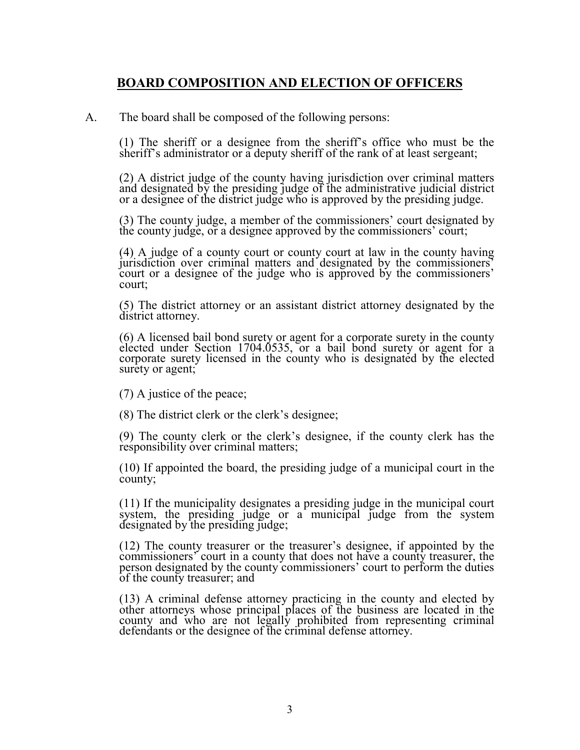## BOARD COMPOSITION AND ELECTION OF OFFICERS

A. The board shall be composed of the following persons:

(1) The sheriff or a designee from the sheriff's office who must be the sheriff's administrator or a deputy sheriff of the rank of at least sergeant;

(2) A district judge of the county having jurisdiction over criminal matters and designated by the presiding judge of the administrative judicial district or a designee of the district judge who is approved by the presiding judge.

(3) The county judge, a member of the commissioners' court designated by the county judge, or a designee approved by the commissioners' court;

(4) A judge of a county court or county court at law in the county having jurisdiction over criminal matters and designated by the commissioners' court or a designee of the judge who is approved by the commissioners' court;

(5) The district attorney or an assistant district attorney designated by the district attorney.

(6) A licensed bail bond surety or agent for a corporate surety in the county elected under Section 1704.0535, or a bail bond surety or agent for a corporate surety licensed in the county who is designated by the elected surety or agent;

(7) A justice of the peace;

(8) The district clerk or the clerk's designee;

(9) The county clerk or the clerk's designee, if the county clerk has the responsibility over criminal matters;

(10) If appointed the board, the presiding judge of a municipal court in the county;

(11) If the municipality designates a presiding judge in the municipal court system, the presiding judge or a municipal judge from the system designated by the presiding judge;

(12) The county treasurer or the treasurer's designee, if appointed by the commissioners' court in a county that does not have a county treasurer, the person designated by the county commissioners' court to perform the duties of the county treasurer; and

(13) A criminal defense attorney practicing in the county and elected by other attorneys whose principal places of the business are located in the county and who are not legally prohibited from representing criminal defendants or the designee of the criminal defense attorney.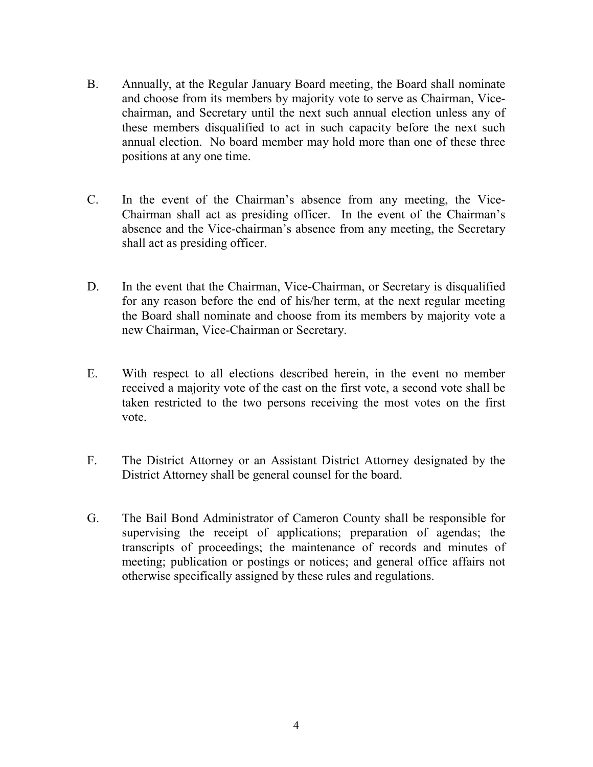B. Annually, at the Regular January Board meeting, the Board shall nominate and choose from its members by majority vote to serve as Chairman, Vice-chairman, and Secretary until the next such annual election unless any of these members disqualified to act in such capacity before the next such annual election. No board member may hold more than one of these three positions at any one time.

C. In the event of the Chairman's absence from any meeting, the Vice-Chairman shall act as presiding officer. In the event of the Chairman's absence and the Vice-chairman's absence from any meeting, the Secretary shall act as presiding officer.

D. In the event that the Chairman, Vice-Chairman, or Secretary is disqualified for any reason before the end of his/her term, at the next regular meeting the Board shall nominate and choose from its members by majority vote a new Chairman, Vice-Chairman or Secretary.

E. With respect to all elections described herein, in the event no member received a majority vote of the cast on the first vote, a second vote shall be taken restricted to the two persons receiving the most votes on the first vote.

F. The District Attorney or an Assistant District Attorney designated by the District Attorney shall be general counsel for the board.

G. The Bail Bond Administrator of Cameron County shall be responsible for supervising the receipt of applications; preparation of agendas; the transcripts of proceedings; the maintenance of records and minutes of meeting; publication or postings or notices; and general office affairs not otherwise specifically assigned by these rules and regulations.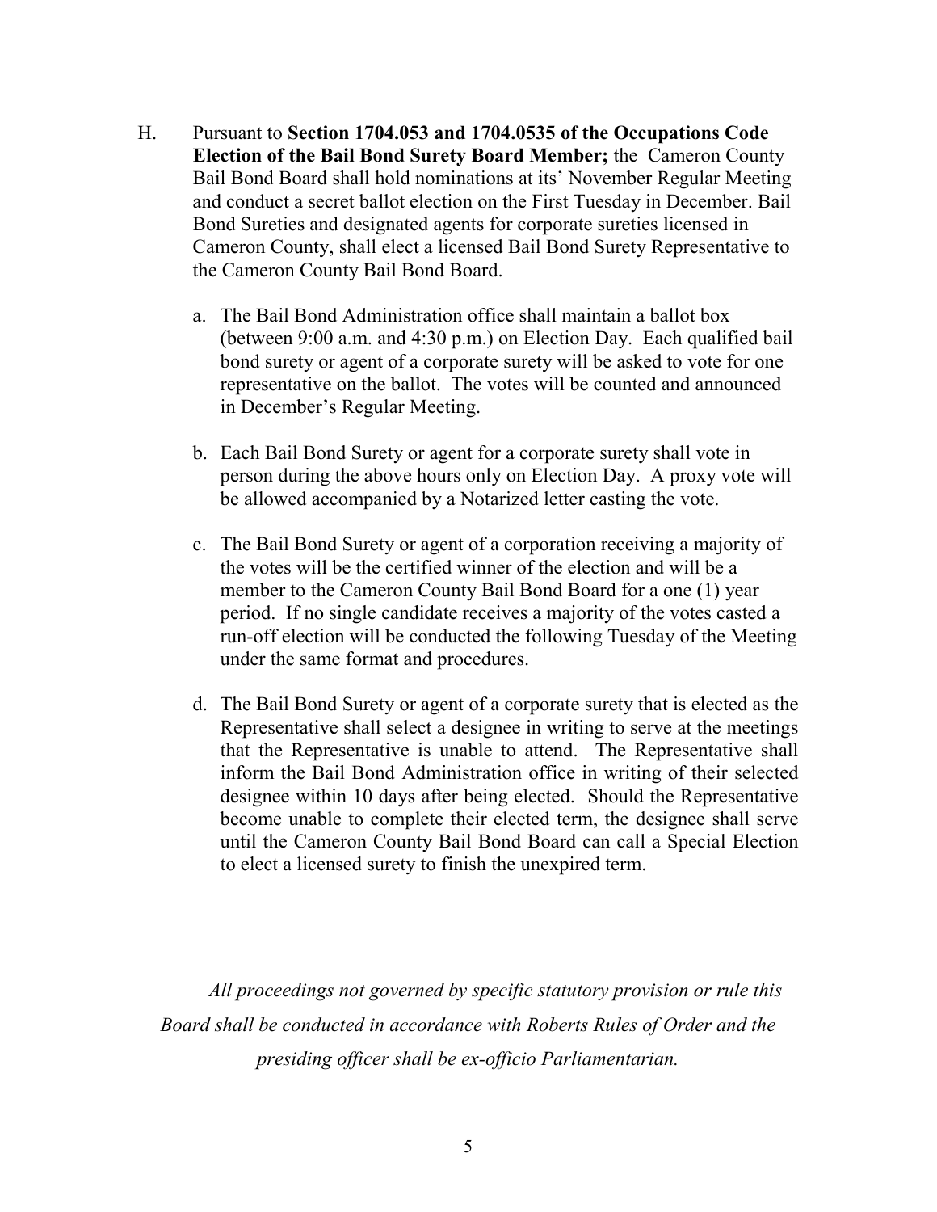H. Pursuant to **Section 1704.053 and 1704.0535 of the Occupations Code Election of the Bail Bond Surety Board Member;** the Cameron County Bail Bond Board shall hold nominations at its' November Regular Meeting and conduct a secret ballot election on the First Tuesday in December. Bail Bond Sureties and designated agents for corporate sureties licensed in Cameron County, shall elect a licensed Bail Bond Surety Representative to the Cameron County Bail Bond Board.

   a. The Bail Bond Administration office shall maintain a ballot box (between 9:00 a.m. and 4:30 p.m.) on Election Day. Each qualified bail bond surety or agent of a corporate surety will be asked to vote for one representative on the ballot. The votes will be counted and announced in December's Regular Meeting.

   b. Each Bail Bond Surety or agent for a corporate surety shall vote in person during the above hours only on Election Day. A proxy vote will be allowed accompanied by a Notarized letter casting the vote.

   c. The Bail Bond Surety or agent of a corporation receiving a majority of the votes will be the certified winner of the election and will be a member to the Cameron County Bail Bond Board for a one (1) year period. If no single candidate receives a majority of the votes casted a run-off election will be conducted the following Tuesday of the Meeting under the same format and procedures.

   d. The Bail Bond Surety or agent of a corporate surety that is elected as the Representative shall select a designee in writing to serve at the meetings that the Representative is unable to attend. The Representative shall inform the Bail Bond Administration office in writing of their selected designee within 10 days after being elected. Should the Representative become unable to complete their elected term, the designee shall serve until the Cameron County Bail Bond Board can call a Special Election to elect a licensed surety to finish the unexpired term.

*All proceedings not governed by specific statutory provision or rule this Board shall be conducted in accordance with Roberts Rules of Order and the presiding officer shall be ex-officio Parliamentarian.*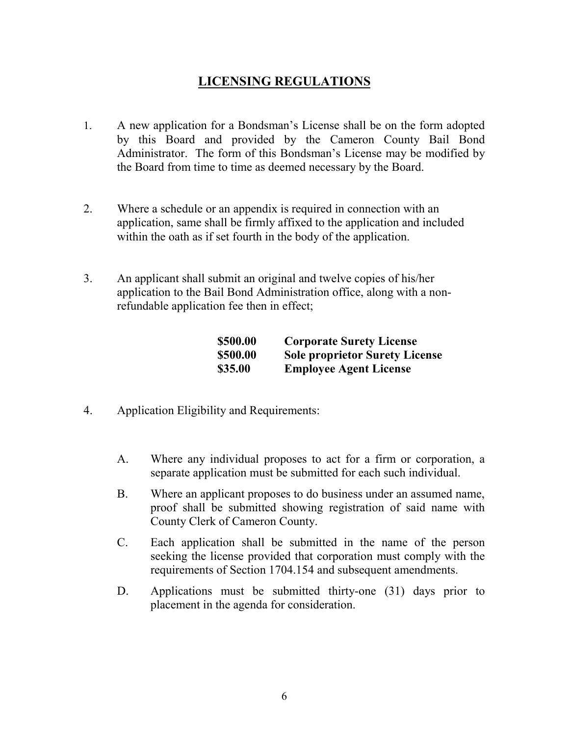# LICENSING REGULATIONS

1. A new application for a Bondsman's License shall be on the form adopted by this Board and provided by the Cameron County Bail Bond Administrator. The form of this Bondsman's License may be modified by the Board from time to time as deemed necessary by the Board.

2. Where a schedule or an appendix is required in connection with an application, same shall be firmly affixed to the application and included within the oath as if set fourth in the body of the application.

3. An applicant shall submit an original and twelve copies of his/her application to the Bail Bond Administration office, along with a non-refundable application fee then in effect;

| | |
|---|---|
| **\$500.00** | **Corporate Surety License** |
| **\$500.00** | **Sole proprietor Surety License** |
| **\$35.00** | **Employee Agent License** |

4. Application Eligibility and Requirements:

   A. Where any individual proposes to act for a firm or corporation, a separate application must be submitted for each such individual.

   B. Where an applicant proposes to do business under an assumed name, proof shall be submitted showing registration of said name with County Clerk of Cameron County.

   C. Each application shall be submitted in the name of the person seeking the license provided that corporation must comply with the requirements of Section 1704.154 and subsequent amendments.

   D. Applications must be submitted thirty-one (31) days prior to placement in the agenda for consideration.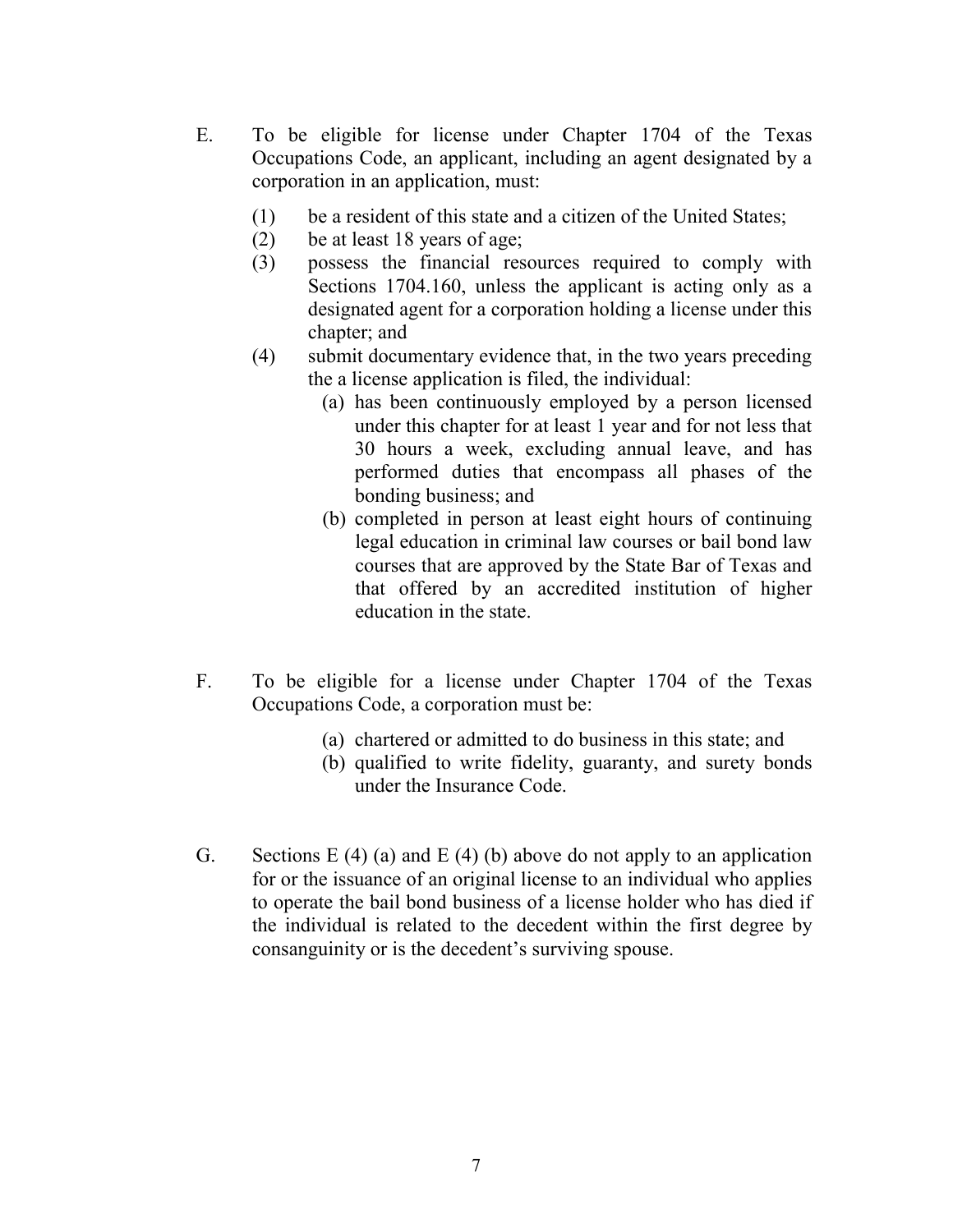E. To be eligible for license under Chapter 1704 of the Texas Occupations Code, an applicant, including an agent designated by a corporation in an application, must:

   (1) be a resident of this state and a citizen of the United States;
   (2) be at least 18 years of age;
   (3) possess the financial resources required to comply with Sections 1704.160, unless the applicant is acting only as a designated agent for a corporation holding a license under this chapter; and
   (4) submit documentary evidence that, in the two years preceding the a license application is filed, the individual:
      (a) has been continuously employed by a person licensed under this chapter for at least 1 year and for not less that 30 hours a week, excluding annual leave, and has performed duties that encompass all phases of the bonding business; and
      (b) completed in person at least eight hours of continuing legal education in criminal law courses or bail bond law courses that are approved by the State Bar of Texas and that offered by an accredited institution of higher education in the state.

F. To be eligible for a license under Chapter 1704 of the Texas Occupations Code, a corporation must be:

   (a) chartered or admitted to do business in this state; and
   (b) qualified to write fidelity, guaranty, and surety bonds under the Insurance Code.

G. Sections E (4) (a) and E (4) (b) above do not apply to an application for or the issuance of an original license to an individual who applies to operate the bail bond business of a license holder who has died if the individual is related to the decedent within the first degree by consanguinity or is the decedent's surviving spouse.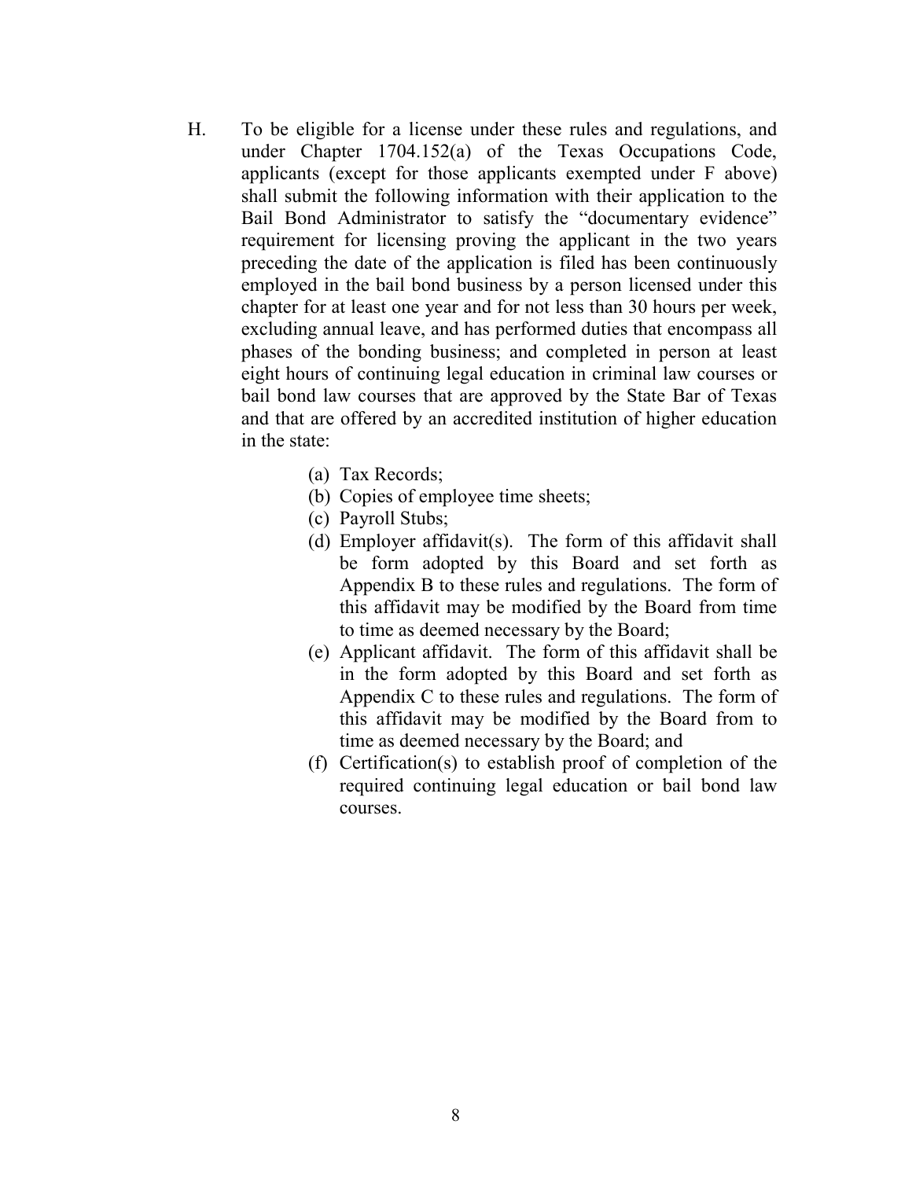H. To be eligible for a license under these rules and regulations, and under Chapter 1704.152(a) of the Texas Occupations Code, applicants (except for those applicants exempted under F above) shall submit the following information with their application to the Bail Bond Administrator to satisfy the "documentary evidence" requirement for licensing proving the applicant in the two years preceding the date of the application is filed has been continuously employed in the bail bond business by a person licensed under this chapter for at least one year and for not less than 30 hours per week, excluding annual leave, and has performed duties that encompass all phases of the bonding business; and completed in person at least eight hours of continuing legal education in criminal law courses or bail bond law courses that are approved by the State Bar of Texas and that are offered by an accredited institution of higher education in the state:

   (a) Tax Records;
   (b) Copies of employee time sheets;
   (c) Payroll Stubs;
   (d) Employer affidavit(s). The form of this affidavit shall be form adopted by this Board and set forth as Appendix B to these rules and regulations. The form of this affidavit may be modified by the Board from time to time as deemed necessary by the Board;
   (e) Applicant affidavit. The form of this affidavit shall be in the form adopted by this Board and set forth as Appendix C to these rules and regulations. The form of this affidavit may be modified by the Board from to time as deemed necessary by the Board; and
   (f) Certification(s) to establish proof of completion of the required continuing legal education or bail bond law courses.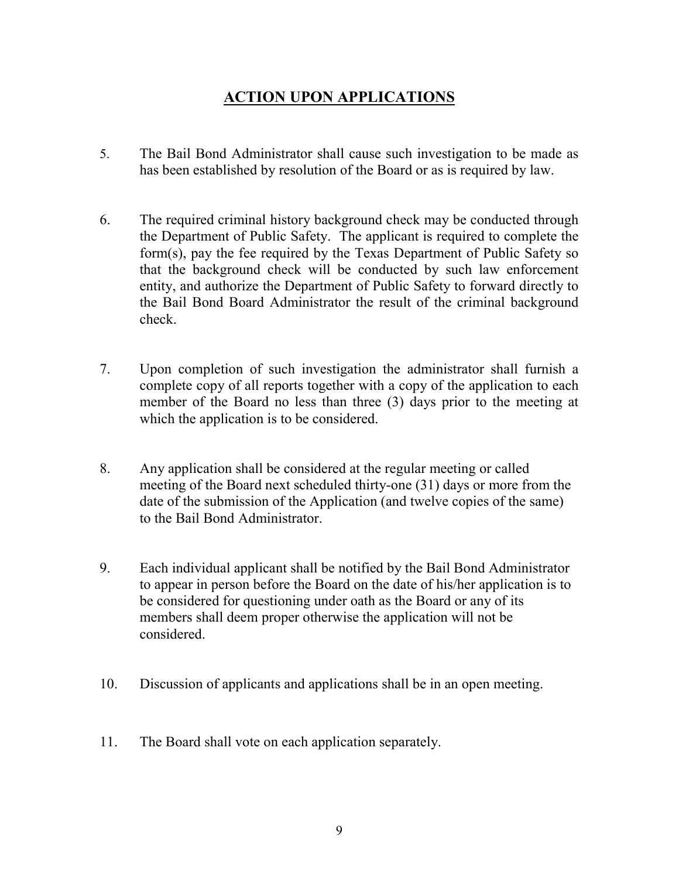## ACTION UPON APPLICATIONS

5. The Bail Bond Administrator shall cause such investigation to be made as has been established by resolution of the Board or as is required by law.

6. The required criminal history background check may be conducted through the Department of Public Safety. The applicant is required to complete the form(s), pay the fee required by the Texas Department of Public Safety so that the background check will be conducted by such law enforcement entity, and authorize the Department of Public Safety to forward directly to the Bail Bond Board Administrator the result of the criminal background check.

7. Upon completion of such investigation the administrator shall furnish a complete copy of all reports together with a copy of the application to each member of the Board no less than three (3) days prior to the meeting at which the application is to be considered.

8. Any application shall be considered at the regular meeting or called meeting of the Board next scheduled thirty-one (31) days or more from the date of the submission of the Application (and twelve copies of the same) to the Bail Bond Administrator.

9. Each individual applicant shall be notified by the Bail Bond Administrator to appear in person before the Board on the date of his/her application is to be considered for questioning under oath as the Board or any of its members shall deem proper otherwise the application will not be considered.

10. Discussion of applicants and applications shall be in an open meeting.

11. The Board shall vote on each application separately.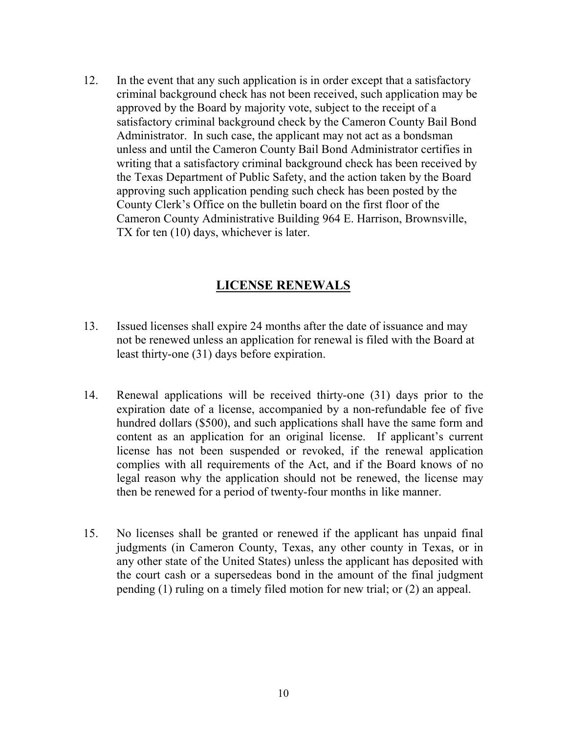12. In the event that any such application is in order except that a satisfactory criminal background check has not been received, such application may be approved by the Board by majority vote, subject to the receipt of a satisfactory criminal background check by the Cameron County Bail Bond Administrator. In such case, the applicant may not act as a bondsman unless and until the Cameron County Bail Bond Administrator certifies in writing that a satisfactory criminal background check has been received by the Texas Department of Public Safety, and the action taken by the Board approving such application pending such check has been posted by the County Clerk's Office on the bulletin board on the first floor of the Cameron County Administrative Building 964 E. Harrison, Brownsville, TX for ten (10) days, whichever is later.

## LICENSE RENEWALS

13. Issued licenses shall expire 24 months after the date of issuance and may not be renewed unless an application for renewal is filed with the Board at least thirty-one (31) days before expiration.

14. Renewal applications will be received thirty-one (31) days prior to the expiration date of a license, accompanied by a non-refundable fee of five hundred dollars ($500), and such applications shall have the same form and content as an application for an original license. If applicant's current license has not been suspended or revoked, if the renewal application complies with all requirements of the Act, and if the Board knows of no legal reason why the application should not be renewed, the license may then be renewed for a period of twenty-four months in like manner.

15. No licenses shall be granted or renewed if the applicant has unpaid final judgments (in Cameron County, Texas, any other county in Texas, or in any other state of the United States) unless the applicant has deposited with the court cash or a supersedeas bond in the amount of the final judgment pending (1) ruling on a timely filed motion for new trial; or (2) an appeal.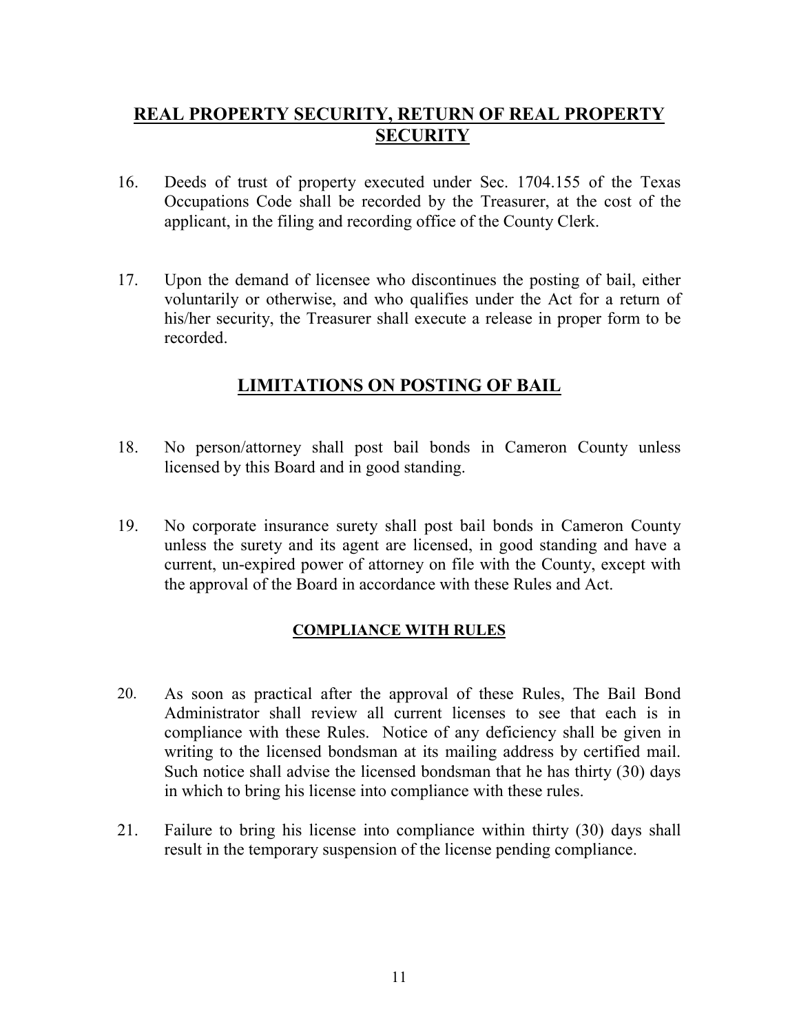## REAL PROPERTY SECURITY, RETURN OF REAL PROPERTY SECURITY

16. Deeds of trust of property executed under Sec. 1704.155 of the Texas Occupations Code shall be recorded by the Treasurer, at the cost of the applicant, in the filing and recording office of the County Clerk.

17. Upon the demand of licensee who discontinues the posting of bail, either voluntarily or otherwise, and who qualifies under the Act for a return of his/her security, the Treasurer shall execute a release in proper form to be recorded.

## LIMITATIONS ON POSTING OF BAIL

18. No person/attorney shall post bail bonds in Cameron County unless licensed by this Board and in good standing.

19. No corporate insurance surety shall post bail bonds in Cameron County unless the surety and its agent are licensed, in good standing and have a current, un-expired power of attorney on file with the County, except with the approval of the Board in accordance with these Rules and Act.

### COMPLIANCE WITH RULES

20. As soon as practical after the approval of these Rules, The Bail Bond Administrator shall review all current licenses to see that each is in compliance with these Rules. Notice of any deficiency shall be given in writing to the licensed bondsman at its mailing address by certified mail. Such notice shall advise the licensed bondsman that he has thirty (30) days in which to bring his license into compliance with these rules.

21. Failure to bring his license into compliance within thirty (30) days shall result in the temporary suspension of the license pending compliance.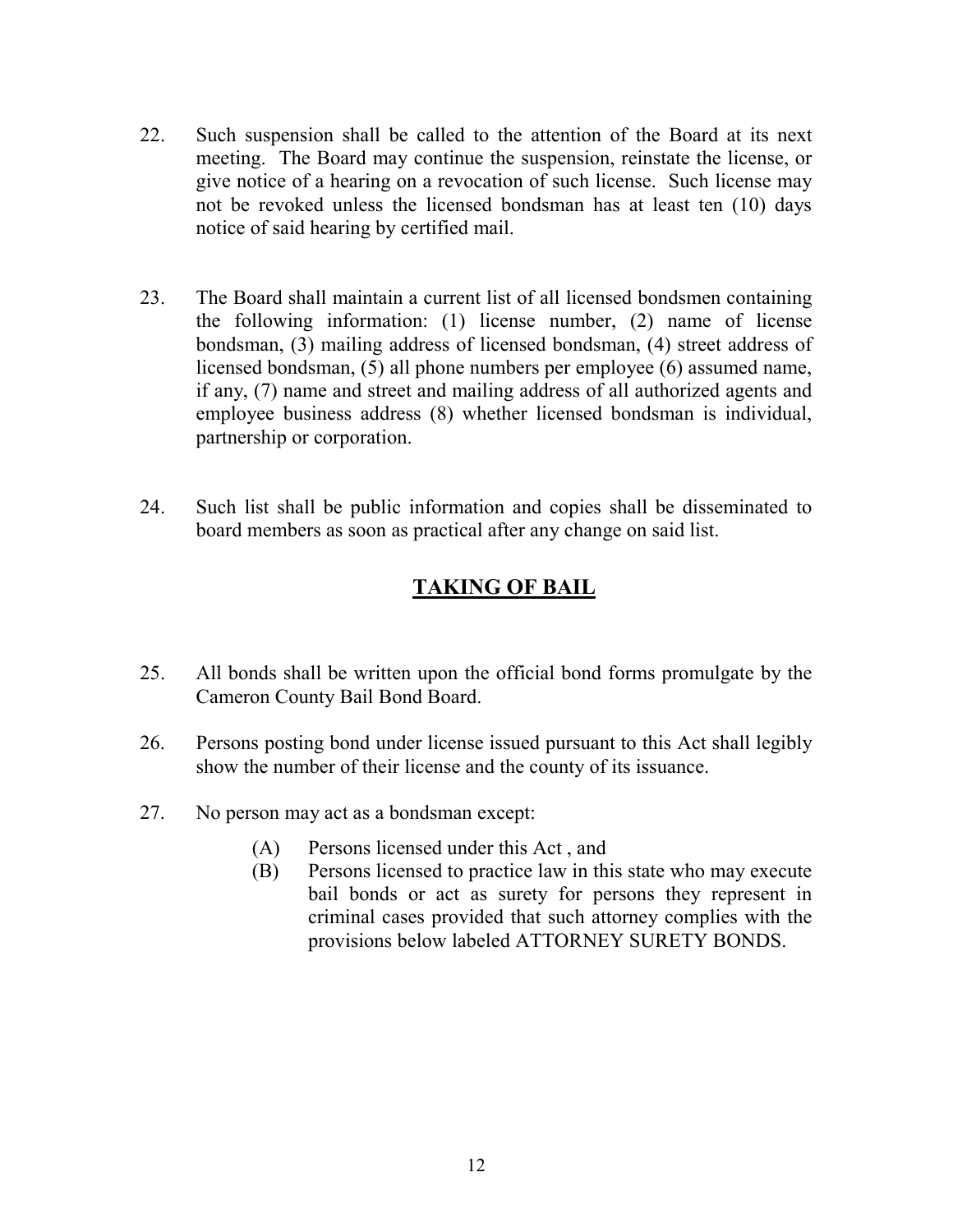22. Such suspension shall be called to the attention of the Board at its next meeting. The Board may continue the suspension, reinstate the license, or give notice of a hearing on a revocation of such license. Such license may not be revoked unless the licensed bondsman has at least ten (10) days notice of said hearing by certified mail.

23. The Board shall maintain a current list of all licensed bondsmen containing the following information: (1) license number, (2) name of license bondsman, (3) mailing address of licensed bondsman, (4) street address of licensed bondsman, (5) all phone numbers per employee (6) assumed name, if any, (7) name and street and mailing address of all authorized agents and employee business address (8) whether licensed bondsman is individual, partnership or corporation.

24. Such list shall be public information and copies shall be disseminated to board members as soon as practical after any change on said list.

## TAKING OF BAIL

25. All bonds shall be written upon the official bond forms promulgate by the Cameron County Bail Bond Board.

26. Persons posting bond under license issued pursuant to this Act shall legibly show the number of their license and the county of its issuance.

27. No person may act as a bondsman except:

    (A) Persons licensed under this Act , and
    (B) Persons licensed to practice law in this state who may execute bail bonds or act as surety for persons they represent in criminal cases provided that such attorney complies with the provisions below labeled ATTORNEY SURETY BONDS.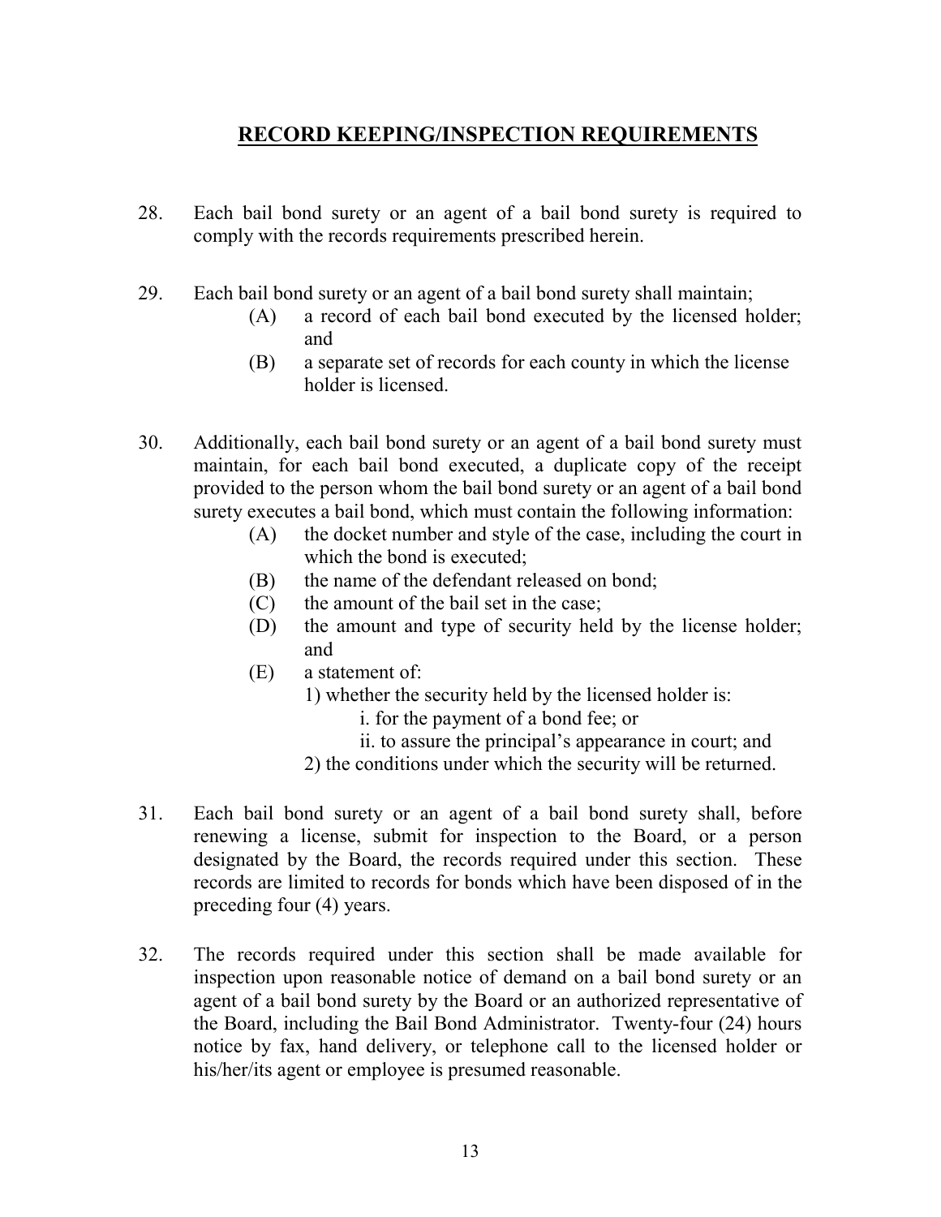## RECORD KEEPING/INSPECTION REQUIREMENTS

28. Each bail bond surety or an agent of a bail bond surety is required to comply with the records requirements prescribed herein.

29. Each bail bond surety or an agent of a bail bond surety shall maintain;
    - (A) a record of each bail bond executed by the licensed holder; and
    - (B) a separate set of records for each county in which the license holder is licensed.

30. Additionally, each bail bond surety or an agent of a bail bond surety must maintain, for each bail bond executed, a duplicate copy of the receipt provided to the person whom the bail bond surety or an agent of a bail bond surety executes a bail bond, which must contain the following information:
    - (A) the docket number and style of the case, including the court in which the bond is executed;
    - (B) the name of the defendant released on bond;
    - (C) the amount of the bail set in the case;
    - (D) the amount and type of security held by the license holder; and
    - (E) a statement of:
        - 1) whether the security held by the licensed holder is:
            - i. for the payment of a bond fee; or
            - ii. to assure the principal's appearance in court; and
        - 2) the conditions under which the security will be returned.

31. Each bail bond surety or an agent of a bail bond surety shall, before renewing a license, submit for inspection to the Board, or a person designated by the Board, the records required under this section. These records are limited to records for bonds which have been disposed of in the preceding four (4) years.

32. The records required under this section shall be made available for inspection upon reasonable notice of demand on a bail bond surety or an agent of a bail bond surety by the Board or an authorized representative of the Board, including the Bail Bond Administrator. Twenty-four (24) hours notice by fax, hand delivery, or telephone call to the licensed holder or his/her/its agent or employee is presumed reasonable.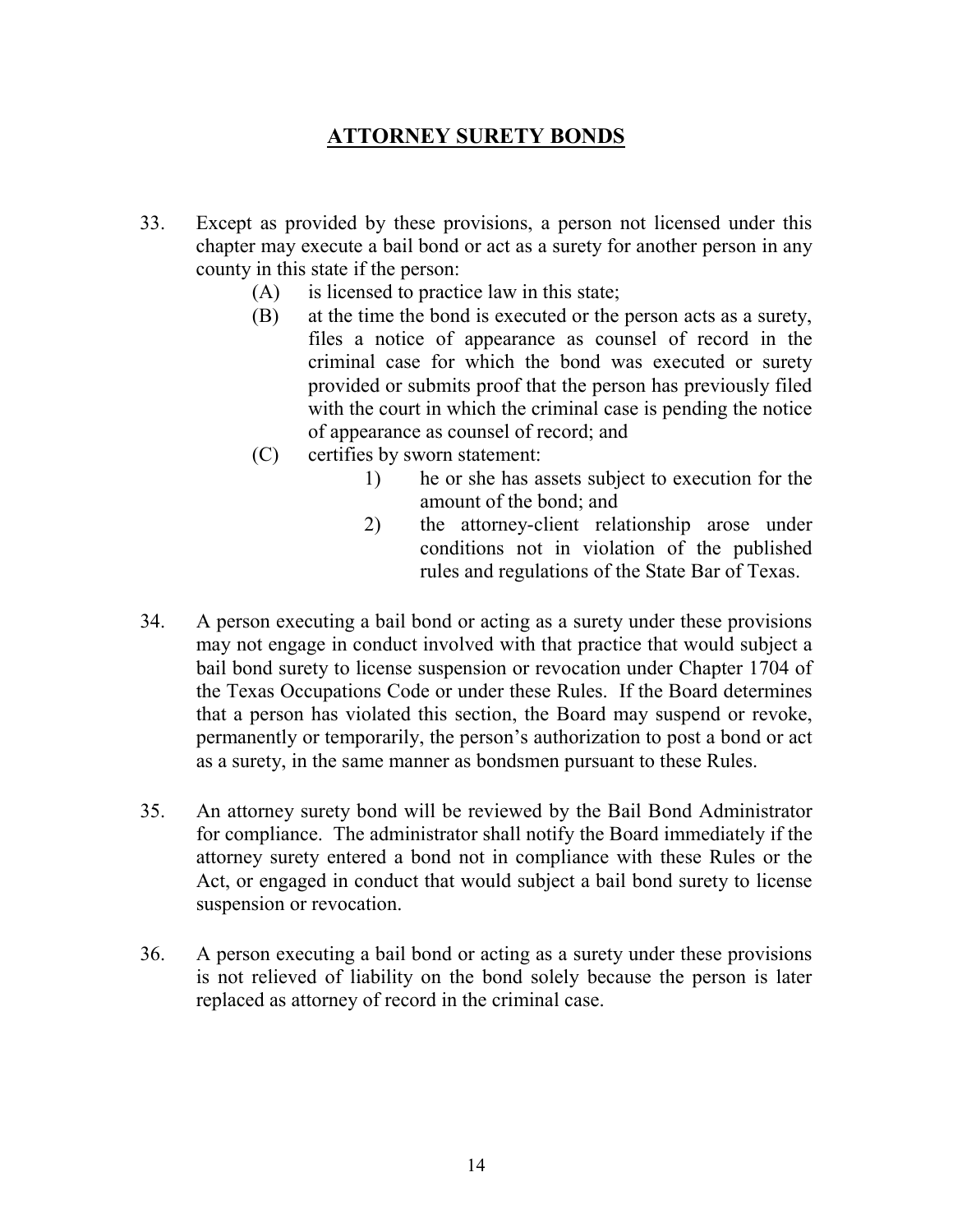## ATTORNEY SURETY BONDS

33. Except as provided by these provisions, a person not licensed under this chapter may execute a bail bond or act as a surety for another person in any county in this state if the person:
    - (A) is licensed to practice law in this state;
    - (B) at the time the bond is executed or the person acts as a surety, files a notice of appearance as counsel of record in the criminal case for which the bond was executed or surety provided or submits proof that the person has previously filed with the court in which the criminal case is pending the notice of appearance as counsel of record; and
    - (C) certifies by sworn statement:
        - 1) he or she has assets subject to execution for the amount of the bond; and
        - 2) the attorney-client relationship arose under conditions not in violation of the published rules and regulations of the State Bar of Texas.

34. A person executing a bail bond or acting as a surety under these provisions may not engage in conduct involved with that practice that would subject a bail bond surety to license suspension or revocation under Chapter 1704 of the Texas Occupations Code or under these Rules. If the Board determines that a person has violated this section, the Board may suspend or revoke, permanently or temporarily, the person's authorization to post a bond or act as a surety, in the same manner as bondsmen pursuant to these Rules.

35. An attorney surety bond will be reviewed by the Bail Bond Administrator for compliance. The administrator shall notify the Board immediately if the attorney surety entered a bond not in compliance with these Rules or the Act, or engaged in conduct that would subject a bail bond surety to license suspension or revocation.

36. A person executing a bail bond or acting as a surety under these provisions is not relieved of liability on the bond solely because the person is later replaced as attorney of record in the criminal case.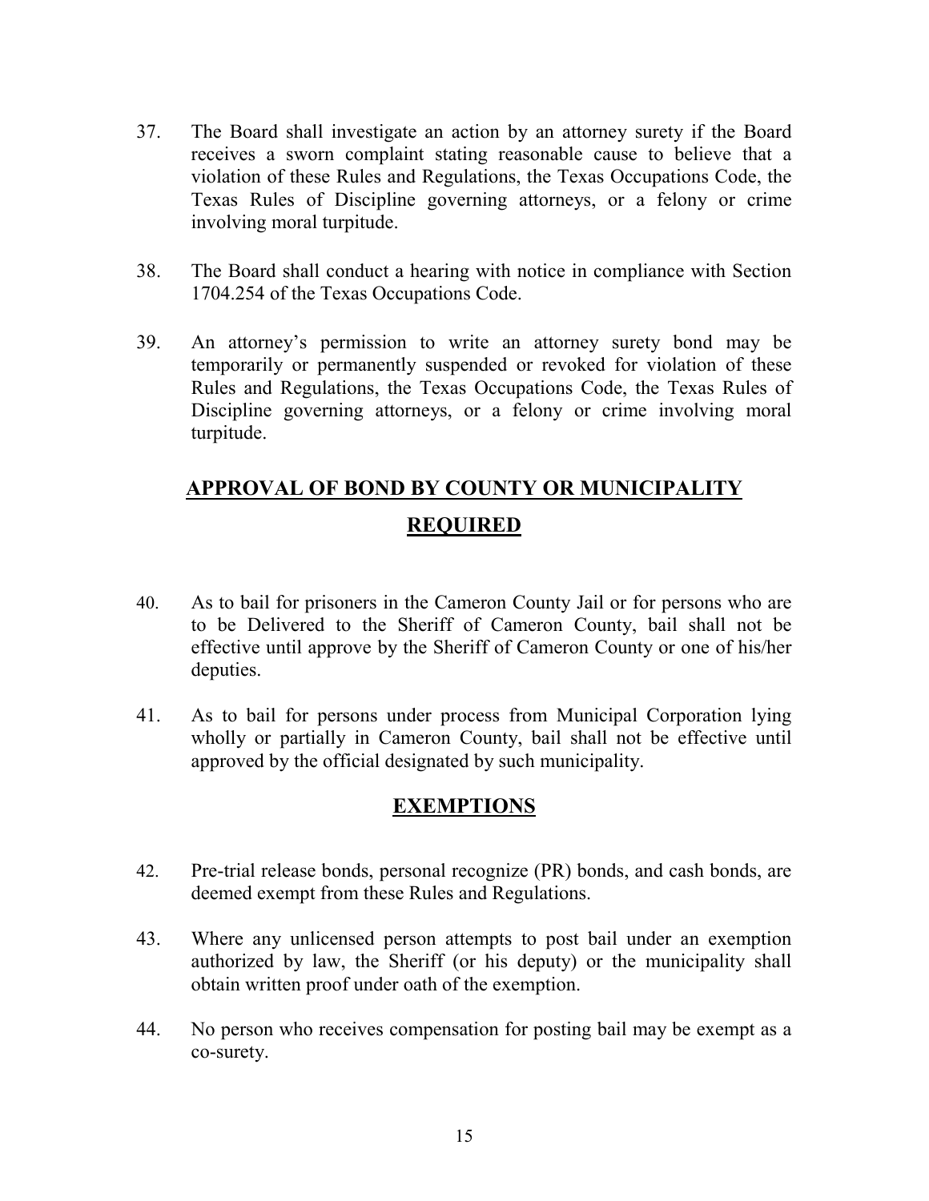37. The Board shall investigate an action by an attorney surety if the Board receives a sworn complaint stating reasonable cause to believe that a violation of these Rules and Regulations, the Texas Occupations Code, the Texas Rules of Discipline governing attorneys, or a felony or crime involving moral turpitude.

38. The Board shall conduct a hearing with notice in compliance with Section 1704.254 of the Texas Occupations Code.

39. An attorney's permission to write an attorney surety bond may be temporarily or permanently suspended or revoked for violation of these Rules and Regulations, the Texas Occupations Code, the Texas Rules of Discipline governing attorneys, or a felony or crime involving moral turpitude.

## APPROVAL OF BOND BY COUNTY OR MUNICIPALITY REQUIRED

40. As to bail for prisoners in the Cameron County Jail or for persons who are to be Delivered to the Sheriff of Cameron County, bail shall not be effective until approve by the Sheriff of Cameron County or one of his/her deputies.

41. As to bail for persons under process from Municipal Corporation lying wholly or partially in Cameron County, bail shall not be effective until approved by the official designated by such municipality.

## EXEMPTIONS

42. Pre-trial release bonds, personal recognize (PR) bonds, and cash bonds, are deemed exempt from these Rules and Regulations.

43. Where any unlicensed person attempts to post bail under an exemption authorized by law, the Sheriff (or his deputy) or the municipality shall obtain written proof under oath of the exemption.

44. No person who receives compensation for posting bail may be exempt as a co-surety.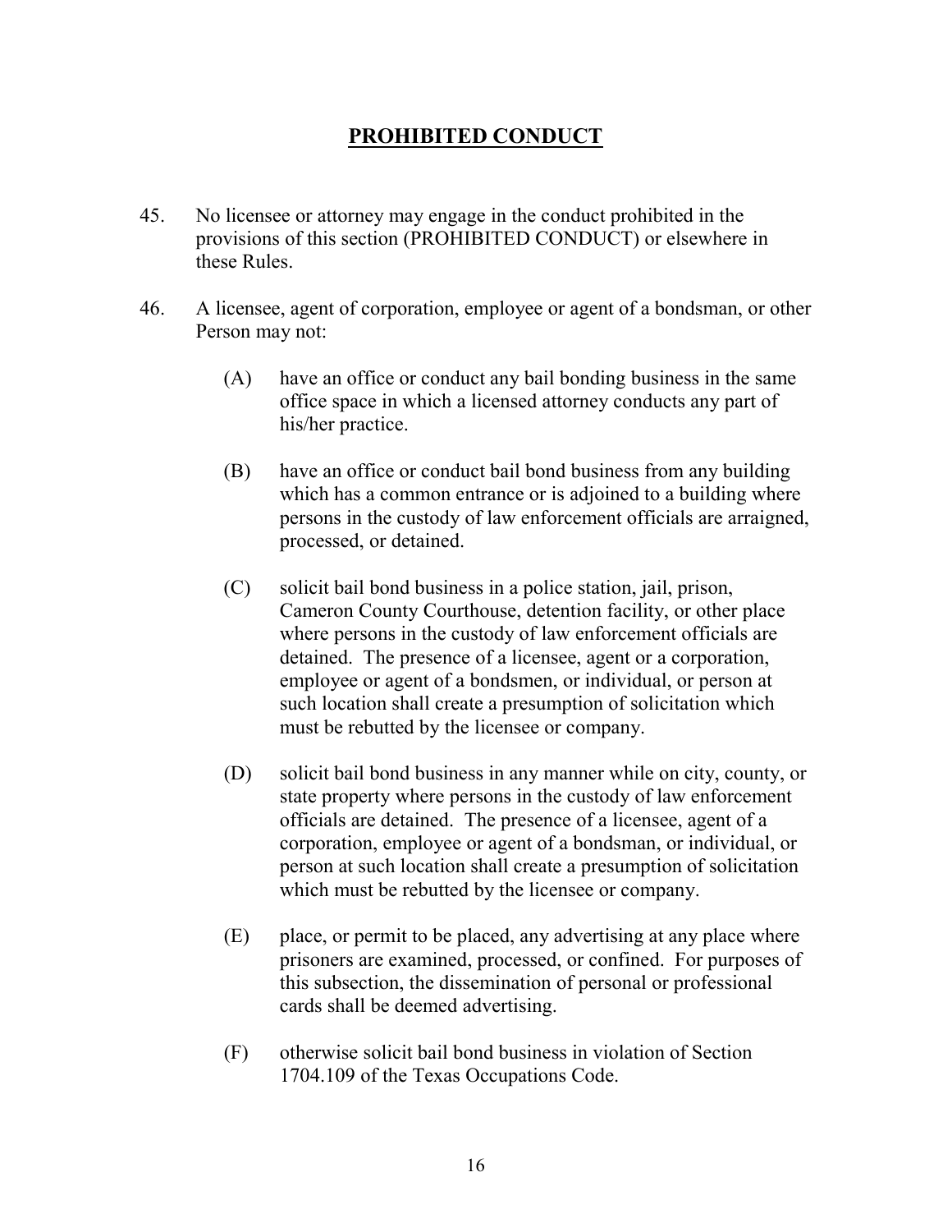## PROHIBITED CONDUCT

45. No licensee or attorney may engage in the conduct prohibited in the provisions of this section (PROHIBITED CONDUCT) or elsewhere in these Rules.

46. A licensee, agent of corporation, employee or agent of a bondsman, or other Person may not:

    (A) have an office or conduct any bail bonding business in the same office space in which a licensed attorney conducts any part of his/her practice.

    (B) have an office or conduct bail bond business from any building which has a common entrance or is adjoined to a building where persons in the custody of law enforcement officials are arraigned, processed, or detained.

    (C) solicit bail bond business in a police station, jail, prison, Cameron County Courthouse, detention facility, or other place where persons in the custody of law enforcement officials are detained. The presence of a licensee, agent or a corporation, employee or agent of a bondsmen, or individual, or person at such location shall create a presumption of solicitation which must be rebutted by the licensee or company.

    (D) solicit bail bond business in any manner while on city, county, or state property where persons in the custody of law enforcement officials are detained. The presence of a licensee, agent of a corporation, employee or agent of a bondsman, or individual, or person at such location shall create a presumption of solicitation which must be rebutted by the licensee or company.

    (E) place, or permit to be placed, any advertising at any place where prisoners are examined, processed, or confined. For purposes of this subsection, the dissemination of personal or professional cards shall be deemed advertising.

    (F) otherwise solicit bail bond business in violation of Section 1704.109 of the Texas Occupations Code.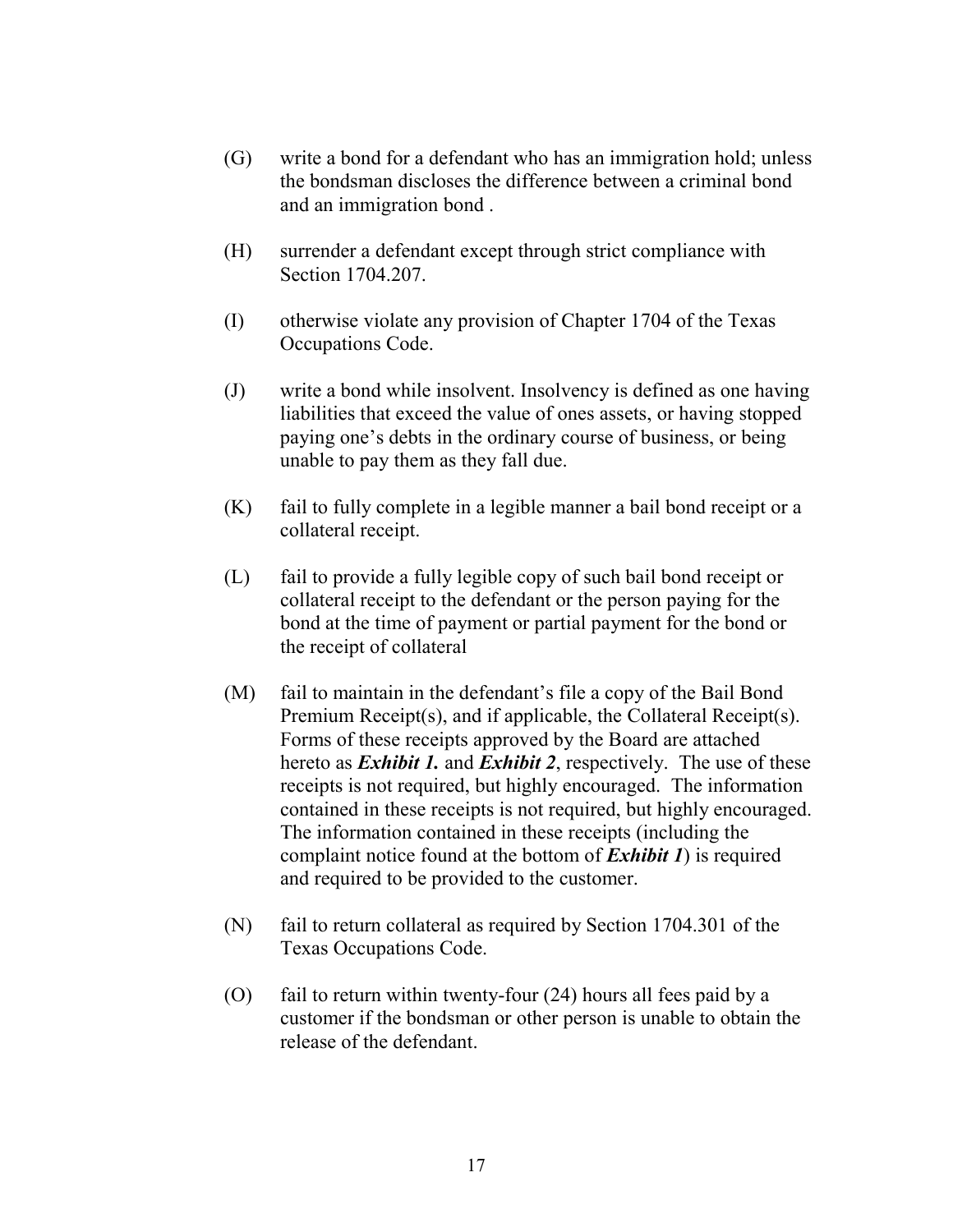(G) write a bond for a defendant who has an immigration hold; unless the bondsman discloses the difference between a criminal bond and an immigration bond .

(H) surrender a defendant except through strict compliance with Section 1704.207.

(I) otherwise violate any provision of Chapter 1704 of the Texas Occupations Code.

(J) write a bond while insolvent. Insolvency is defined as one having liabilities that exceed the value of ones assets, or having stopped paying one's debts in the ordinary course of business, or being unable to pay them as they fall due.

(K) fail to fully complete in a legible manner a bail bond receipt or a collateral receipt.

(L) fail to provide a fully legible copy of such bail bond receipt or collateral receipt to the defendant or the person paying for the bond at the time of payment or partial payment for the bond or the receipt of collateral

(M) fail to maintain in the defendant's file a copy of the Bail Bond Premium Receipt(s), and if applicable, the Collateral Receipt(s). Forms of these receipts approved by the Board are attached hereto as ***Exhibit 1.*** and ***Exhibit 2***, respectively. The use of these receipts is not required, but highly encouraged. The information contained in these receipts is not required, but highly encouraged. The information contained in these receipts (including the complaint notice found at the bottom of ***Exhibit 1***) is required and required to be provided to the customer.

(N) fail to return collateral as required by Section 1704.301 of the Texas Occupations Code.

(O) fail to return within twenty-four (24) hours all fees paid by a customer if the bondsman or other person is unable to obtain the release of the defendant.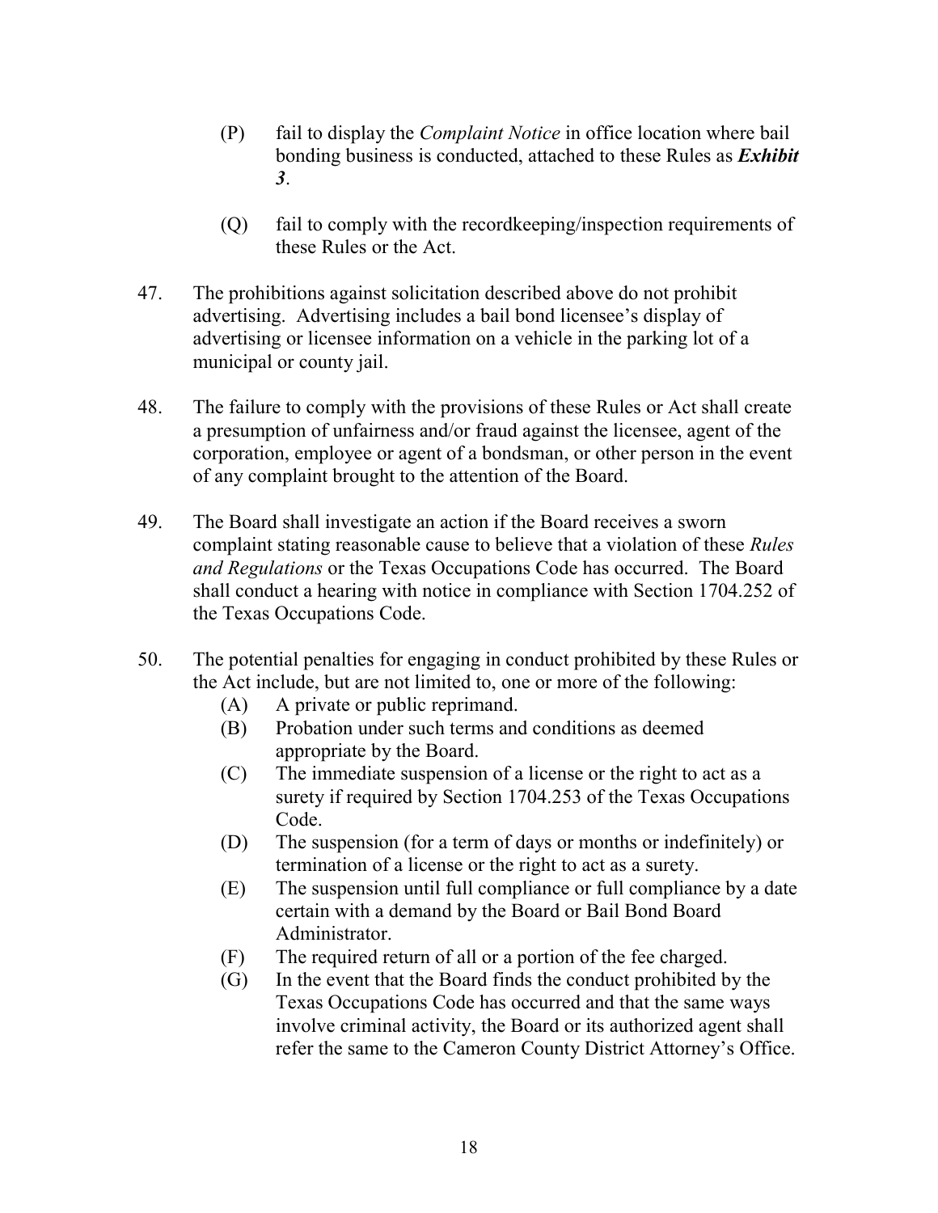(P) fail to display the *Complaint Notice* in office location where bail bonding business is conducted, attached to these Rules as ***Exhibit 3***.

(Q) fail to comply with the recordkeeping/inspection requirements of these Rules or the Act.

47. The prohibitions against solicitation described above do not prohibit advertising. Advertising includes a bail bond licensee's display of advertising or licensee information on a vehicle in the parking lot of a municipal or county jail.

48. The failure to comply with the provisions of these Rules or Act shall create a presumption of unfairness and/or fraud against the licensee, agent of the corporation, employee or agent of a bondsman, or other person in the event of any complaint brought to the attention of the Board.

49. The Board shall investigate an action if the Board receives a sworn complaint stating reasonable cause to believe that a violation of these *Rules and Regulations* or the Texas Occupations Code has occurred. The Board shall conduct a hearing with notice in compliance with Section 1704.252 of the Texas Occupations Code.

50. The potential penalties for engaging in conduct prohibited by these Rules or the Act include, but are not limited to, one or more of the following:
    (A) A private or public reprimand.
    (B) Probation under such terms and conditions as deemed appropriate by the Board.
    (C) The immediate suspension of a license or the right to act as a surety if required by Section 1704.253 of the Texas Occupations Code.
    (D) The suspension (for a term of days or months or indefinitely) or termination of a license or the right to act as a surety.
    (E) The suspension until full compliance or full compliance by a date certain with a demand by the Board or Bail Bond Board Administrator.
    (F) The required return of all or a portion of the fee charged.
    (G) In the event that the Board finds the conduct prohibited by the Texas Occupations Code has occurred and that the same ways involve criminal activity, the Board or its authorized agent shall refer the same to the Cameron County District Attorney's Office.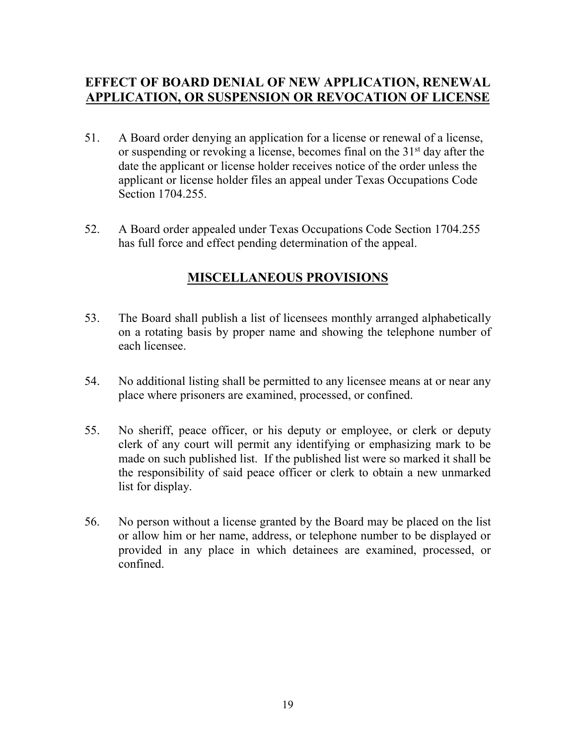## **EFFECT OF BOARD DENIAL OF NEW APPLICATION, RENEWAL APPLICATION, OR SUSPENSION OR REVOCATION OF LICENSE**

51. A Board order denying an application for a license or renewal of a license, or suspending or revoking a license, becomes final on the 31st day after the date the applicant or license holder receives notice of the order unless the applicant or license holder files an appeal under Texas Occupations Code Section 1704.255.

52. A Board order appealed under Texas Occupations Code Section 1704.255 has full force and effect pending determination of the appeal.

## **MISCELLANEOUS PROVISIONS**

53. The Board shall publish a list of licensees monthly arranged alphabetically on a rotating basis by proper name and showing the telephone number of each licensee.

54. No additional listing shall be permitted to any licensee means at or near any place where prisoners are examined, processed, or confined.

55. No sheriff, peace officer, or his deputy or employee, or clerk or deputy clerk of any court will permit any identifying or emphasizing mark to be made on such published list. If the published list were so marked it shall be the responsibility of said peace officer or clerk to obtain a new unmarked list for display.

56. No person without a license granted by the Board may be placed on the list or allow him or her name, address, or telephone number to be displayed or provided in any place in which detainees are examined, processed, or confined.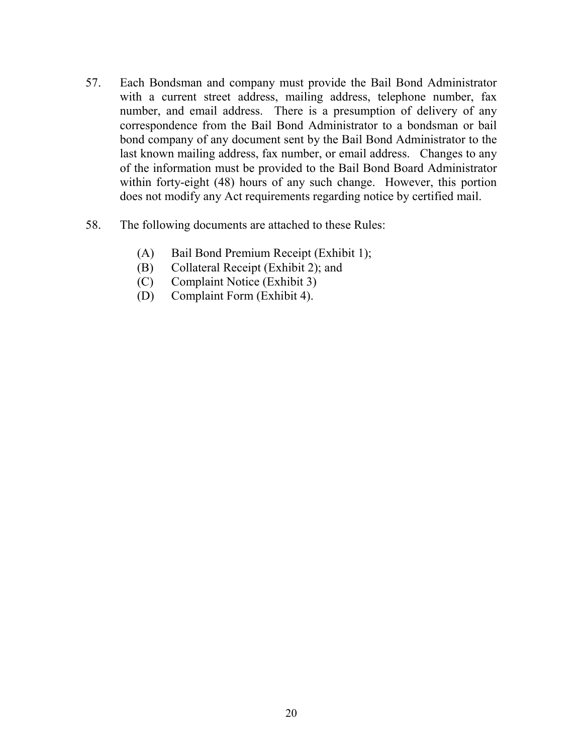57. Each Bondsman and company must provide the Bail Bond Administrator with a current street address, mailing address, telephone number, fax number, and email address. There is a presumption of delivery of any correspondence from the Bail Bond Administrator to a bondsman or bail bond company of any document sent by the Bail Bond Administrator to the last known mailing address, fax number, or email address. Changes to any of the information must be provided to the Bail Bond Board Administrator within forty-eight (48) hours of any such change. However, this portion does not modify any Act requirements regarding notice by certified mail.

58. The following documents are attached to these Rules:

    (A) Bail Bond Premium Receipt (Exhibit 1);
    (B) Collateral Receipt (Exhibit 2); and
    (C) Complaint Notice (Exhibit 3)
    (D) Complaint Form (Exhibit 4).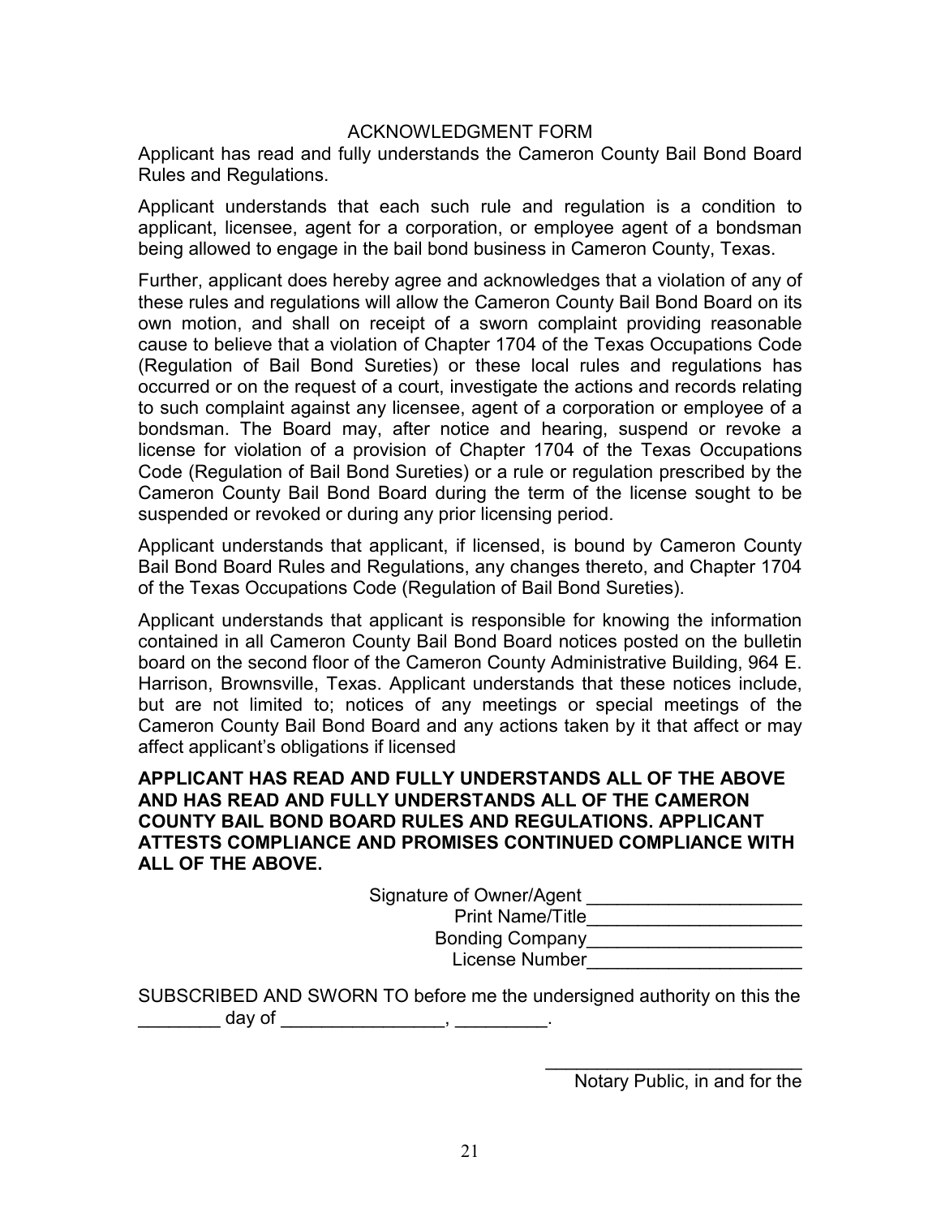## ACKNOWLEDGMENT FORM

Applicant has read and fully understands the Cameron County Bail Bond Board Rules and Regulations.

Applicant understands that each such rule and regulation is a condition to applicant, licensee, agent for a corporation, or employee agent of a bondsman being allowed to engage in the bail bond business in Cameron County, Texas.

Further, applicant does hereby agree and acknowledges that a violation of any of these rules and regulations will allow the Cameron County Bail Bond Board on its own motion, and shall on receipt of a sworn complaint providing reasonable cause to believe that a violation of Chapter 1704 of the Texas Occupations Code (Regulation of Bail Bond Sureties) or these local rules and regulations has occurred or on the request of a court, investigate the actions and records relating to such complaint against any licensee, agent of a corporation or employee of a bondsman. The Board may, after notice and hearing, suspend or revoke a license for violation of a provision of Chapter 1704 of the Texas Occupations Code (Regulation of Bail Bond Sureties) or a rule or regulation prescribed by the Cameron County Bail Bond Board during the term of the license sought to be suspended or revoked or during any prior licensing period.

Applicant understands that applicant, if licensed, is bound by Cameron County Bail Bond Board Rules and Regulations, any changes thereto, and Chapter 1704 of the Texas Occupations Code (Regulation of Bail Bond Sureties).

Applicant understands that applicant is responsible for knowing the information contained in all Cameron County Bail Bond Board notices posted on the bulletin board on the second floor of the Cameron County Administrative Building, 964 E. Harrison, Brownsville, Texas. Applicant understands that these notices include, but are not limited to; notices of any meetings or special meetings of the Cameron County Bail Bond Board and any actions taken by it that affect or may affect applicant's obligations if licensed

**APPLICANT HAS READ AND FULLY UNDERSTANDS ALL OF THE ABOVE AND HAS READ AND FULLY UNDERSTANDS ALL OF THE CAMERON COUNTY BAIL BOND BOARD RULES AND REGULATIONS. APPLICANT ATTESTS COMPLIANCE AND PROMISES CONTINUED COMPLIANCE WITH ALL OF THE ABOVE.**

Signature of Owner/Agent ______________________

Print Name/Title______________________

Bonding Company______________________

License Number______________________

SUBSCRIBED AND SWORN TO before me the undersigned authority on this the ________ day of ________________, _________.

__________________________

Notary Public, in and for the